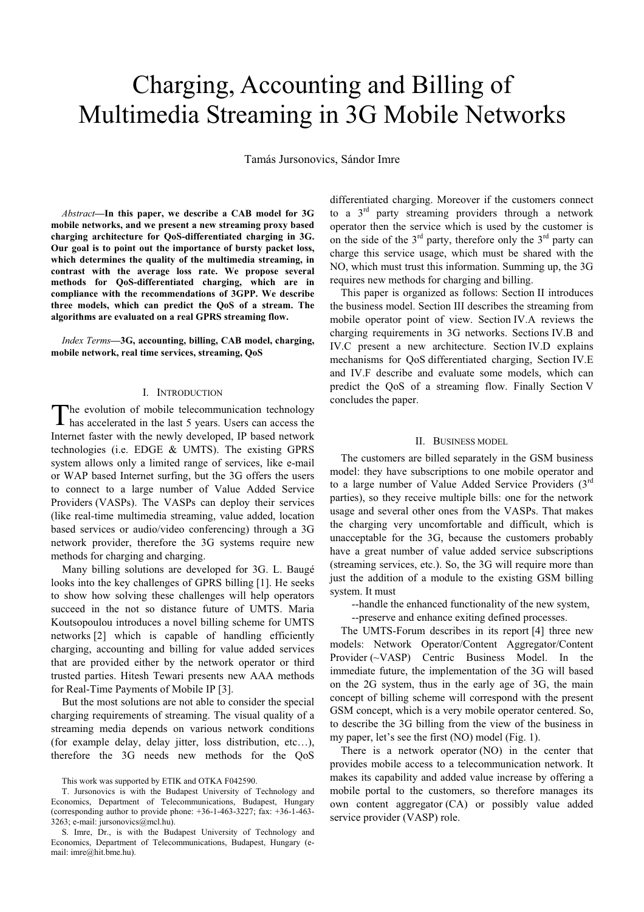# Charging, Accounting and Billing of Multimedia Streaming in 3G Mobile Networks

Tamás Jursonovics, Sándor Imre

*Abstract*—**In this paper, we describe a CAB model for 3G mobile networks, and we present a new streaming proxy based charging architecture for QoS-differentiated charging in 3G. Our goal is to point out the importance of bursty packet loss, which determines the quality of the multimedia streaming, in contrast with the average loss rate. We propose several methods for QoS-differentiated charging, which are in compliance with the recommendations of 3GPP. We describe three models, which can predict the QoS of a stream. The algorithms are evaluated on a real GPRS streaming flow.**

*Index Terms*—**3G, accounting, billing, CAB model, charging, mobile network, real time services, streaming, QoS**

## I. Introduction

The evolution of mobile telecommunication technology has accelerated in the last 5 years. Users can access the Internet faster with the newly developed, IP based network technologies (i.e. EDGE & UMTS). The existing GPRS system allows only a limited range of services, like e-mail or WAP based Internet surfing, but the 3G offers the users to connect to a large number of Value Added Service Providers (VASPs). The VASPs can deploy their services (like real-time multimedia streaming, value added, location based services or audio/video conferencing) through a 3G network provider, therefore the 3G systems require new methods for charging and charging.

Many billing solutions are developed for 3G. L. Baugé looks into the key challenges of GPRS billing [1]. He seeks to show how solving these challenges will help operators succeed in the not so distance future of UMTS. Maria Koutsopoulou introduces a novel billing scheme for UMTS networks [2] which is capable of handling efficiently charging, accounting and billing for value added services that are provided either by the network operator or third trusted parties. Hitesh Tewari presents new AAA methods for Real-Time Payments of Mobile IP [3].

But the most solutions are not able to consider the special charging requirements of streaming. The visual quality of a streaming media depends on various network conditions (for example delay, delay jitter, loss distribution, etc…), therefore the 3G needs new methods for the QoS differentiated charging. Moreover if the customers connect to a 3rd party streaming providers through a network operator then the service which is used by the customer is on the side of the 3rd party, therefore only the 3rd party can charge this service usage, which must be shared with the NO, which must trust this information. Summing up, the 3G requires new methods for charging and billing.

This paper is organized as follows: Section II introduces the business model. Section III describes the streaming from mobile operator point of view. Section IV.A reviews the charging requirements in 3G networks. Sections IV.B and IV.C present a new architecture. Section IV.D explains mechanisms for QoS differentiated charging, Section IV.E and IV.F describe and evaluate some models, which can predict the QoS of a streaming flow. Finally Section V concludes the paper.

## II. Business model

The customers are billed separately in the GSM business model: they have subscriptions to one mobile operator and to a large number of Value Added Service Providers (3rd parties), so they receive multiple bills: one for the network usage and several other ones from the VASPs. That makes the charging very uncomfortable and difficult, which is unacceptable for the 3G, because the customers probably have a great number of value added service subscriptions (streaming services, etc.). So, the 3G will require more than just the addition of a module to the existing GSM billing system. It must

--handle the enhanced functionality of the new system,

--preserve and enhance exiting defined processes.

The UMTS-Forum describes in its report [4] three new models: Network Operator/Content Aggregator/Content Provider (~VASP) Centric Business Model. In the immediate future, the implementation of the 3G will based on the 2G system, thus in the early age of 3G, the main concept of billing scheme will correspond with the present GSM concept, which is a very mobile operator centered. So, to describe the 3G billing from the view of the business in my paper, let's see the first (NO) model (Fig. 1).

There is a network operator (NO) in the center that provides mobile access to a telecommunication network. It makes its capability and added value increase by offering a mobile portal to the customers, so therefore manages its own content aggregator (CA) or possibly value added service provider (VASP) role.

This work was supported by ETIK and OTKA F042590.

T. Jursonovics is with the Budapest University of Technology and Economics, Department of Telecommunications, Budapest, Hungary (corresponding author to provide phone: +36-1-463-3227; fax: +36-1-463-3263; e-mail: jursonovics@mcl.hu).

S. Imre, Dr., is with the Budapest University of Technology and Economics, Department of Telecommunications, Budapest, Hungary (e-mail: imre@hit.bme.hu).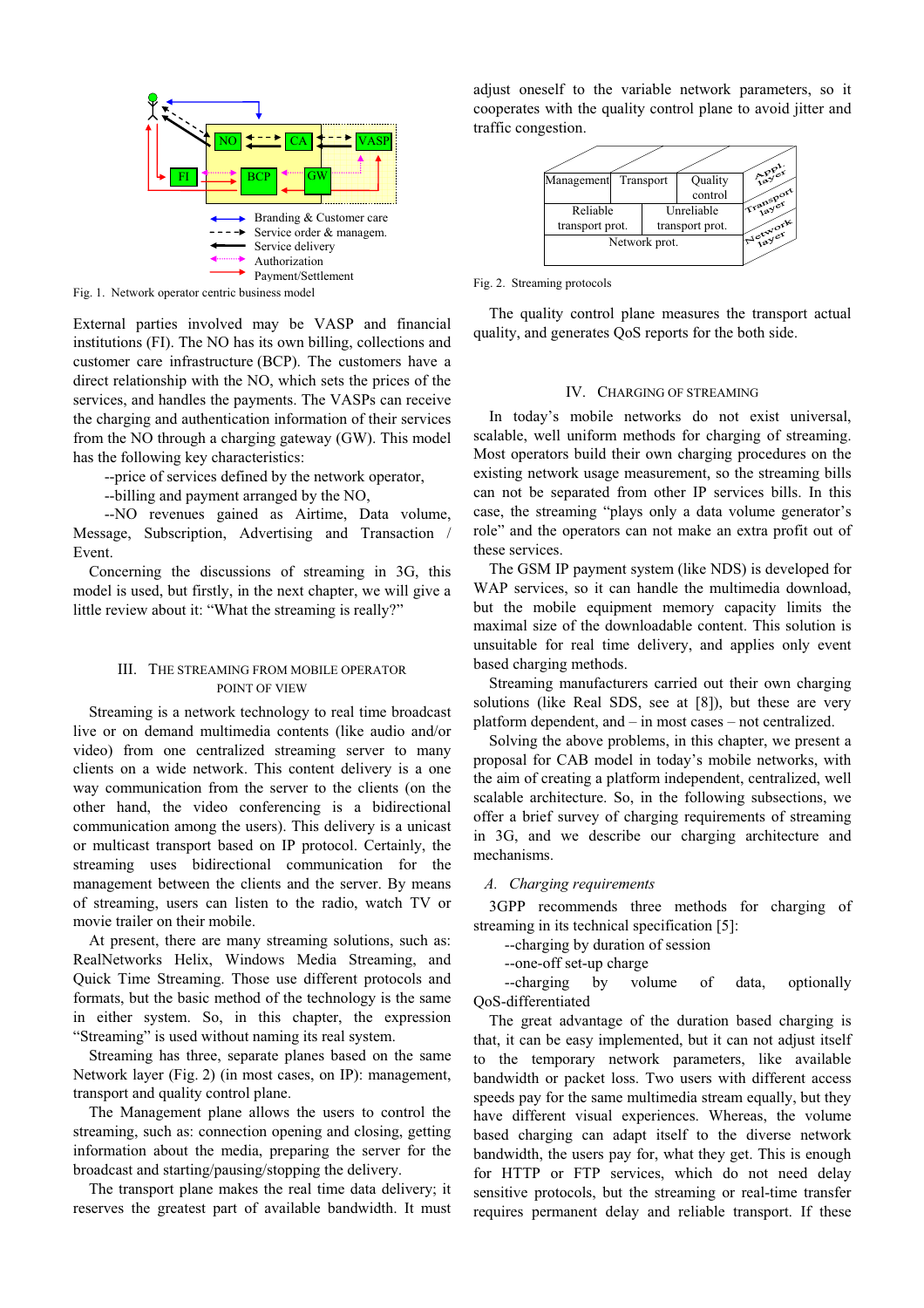Fig. 1. Network operator centric business model

External parties involved may be VASP and financial institutions (FI). The NO has its own billing, collections and customer care infrastructure (BCP). The customers have a direct relationship with the NO, which sets the prices of the services, and handles the payments. The VASPs can receive the charging and authentication information of their services from the NO through a charging gateway (GW). This model has the following key characteristics:

--price of services defined by the network operator,

--billing and payment arranged by the NO,

--NO revenues gained as Airtime, Data volume, Message, Subscription, Advertising and Transaction / Event.

Concerning the discussions of streaming in 3G, this model is used, but firstly, in the next chapter, we will give a little review about it: "What the streaming is really?"

## III. The Streaming from Mobile Operator Point of View

Streaming is a network technology to real time broadcast live or on demand multimedia contents (like audio and/or video) from one centralized streaming server to many clients on a wide network. This content delivery is a one way communication from the server to the clients (on the other hand, the video conferencing is a bidirectional communication among the users). This delivery is a unicast or multicast transport based on IP protocol. Certainly, the streaming uses bidirectional communication for the management between the clients and the server. By means of streaming, users can listen to the radio, watch TV or movie trailer on their mobile.

At present, there are many streaming solutions, such as: RealNetworks Helix, Windows Media Streaming, and Quick Time Streaming. Those use different protocols and formats, but the basic method of the technology is the same in either system. So, in this chapter, the expression "Streaming" is used without naming its real system.

Streaming has three, separate planes based on the same Network layer (Fig. 2) (in most cases, on IP): management, transport and quality control plane.

The Management plane allows the users to control the streaming, such as: connection opening and closing, getting information about the media, preparing the server for the broadcast and starting/pausing/stopping the delivery.

The transport plane makes the real time data delivery; it reserves the greatest part of available bandwidth. It must adjust oneself to the variable network parameters, so it cooperates with the quality control plane to avoid jitter and traffic congestion.

Fig. 2. Streaming protocols

The quality control plane measures the transport actual quality, and generates QoS reports for the both side.

## IV. Charging of Streaming

In today's mobile networks do not exist universal, scalable, well uniform methods for charging of streaming. Most operators build their own charging procedures on the existing network usage measurement, so the streaming bills can not be separated from other IP services bills. In this case, the streaming "plays only a data volume generator's role" and the operators can not make an extra profit out of these services.

The GSM IP payment system (like NDS) is developed for WAP services, so it can handle the multimedia download, but the mobile equipment memory capacity limits the maximal size of the downloadable content. This solution is unsuitable for real time delivery, and applies only event based charging methods.

Streaming manufacturers carried out their own charging solutions (like Real SDS, see at [8]), but these are very platform dependent, and – in most cases – not centralized.

Solving the above problems, in this chapter, we present a proposal for CAB model in today's mobile networks, with the aim of creating a platform independent, centralized, well scalable architecture. So, in the following subsections, we offer a brief survey of charging requirements of streaming in 3G, and we describe our charging architecture and mechanisms.

### A. Charging requirements

3GPP recommends three methods for charging of streaming in its technical specification [5]:

--charging by duration of session

--one-off set-up charge

--charging by volume of data, optionally QoS-differentiated

The great advantage of the duration based charging is that, it can be easy implemented, but it can not adjust itself to the temporary network parameters, like available bandwidth or packet loss. Two users with different access speeds pay for the same multimedia stream equally, but they have different visual experiences. Whereas, the volume based charging can adapt itself to the diverse network bandwidth, the users pays for, what they get. This is enough for HTTP or FTP services, which do not need delay sensitive protocols, but the streaming or real-time transfer requires permanent delay and reliable transport. If these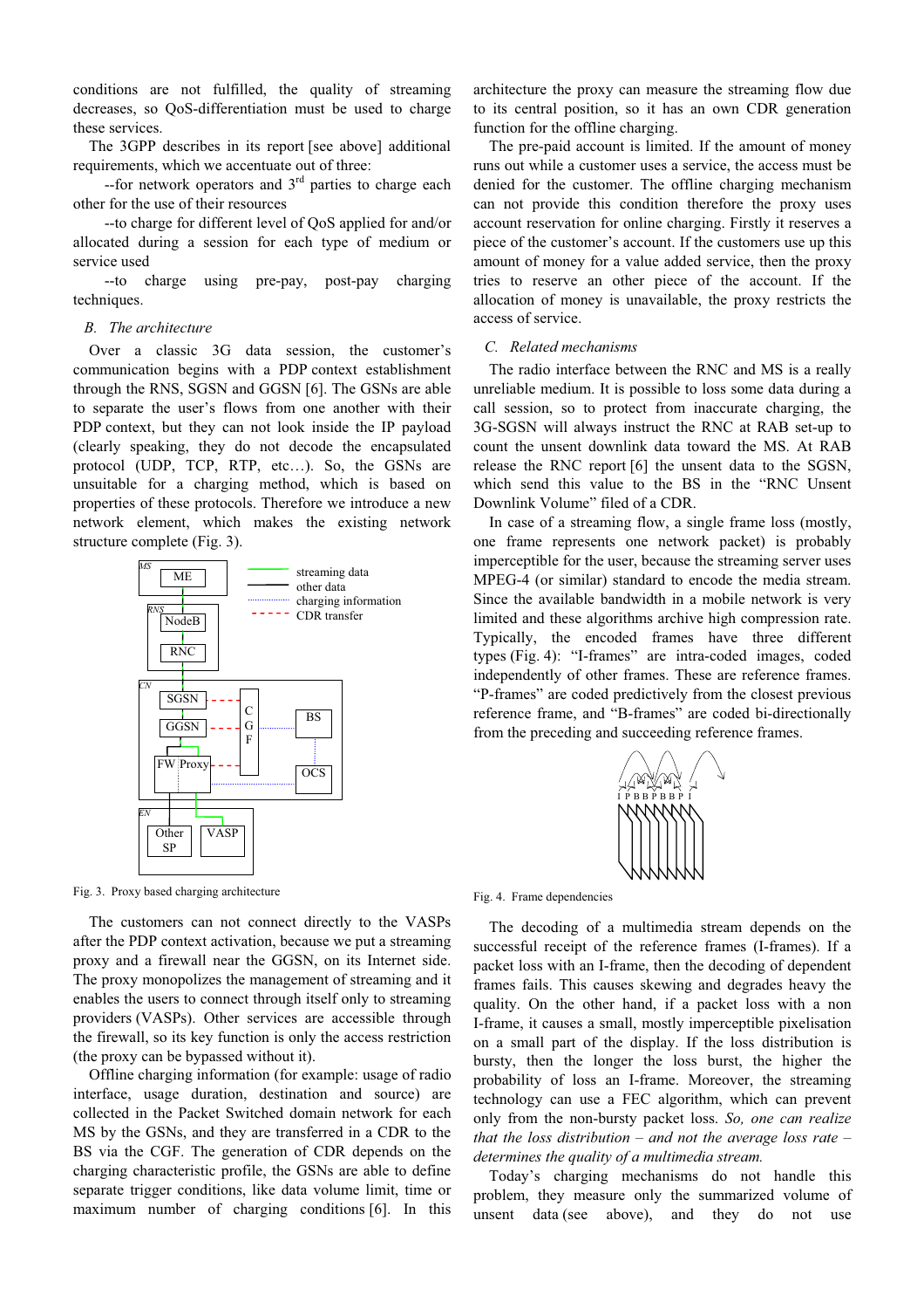conditions are not fulfilled, the quality of streaming decreases, so QoS-differentiation must be used to charge these services.

The 3GPP describes in its report [see above] additional requirements, which we accentuate out of three:

--for network operators and 3[rd] parties to charge each other for the use of their resources

--to charge for different level of QoS applied for and/or allocated during a session for each type of medium or service used

--to charge using pre-pay, post-pay charging techniques.

### B. The architecture

Over a classic 3G data session, the customer's communication begins with a PDP context establishment through the RNS, SGSN and GGSN [6]. The GSNs are able to separate the user's flows from one another with their PDP context, but they can not look inside the IP payload (clearly speaking, they do not decode the encapsulated protocol (UDP, TCP, RTP, etc…). So, the GSNs are unsuitable for a charging method, which is based on properties of these protocols. Therefore we introduce a new network element, which makes the existing network structure complete (Fig. 3).

Fig. 3. Proxy based charging architecture

The customers can not connect directly to the VASPs after the PDP context activation, because we put a streaming proxy and a firewall near the GGSN, on its Internet side. The proxy monopolizes the management of streaming and it enables the users to connect through itself only to streaming providers (VASPs). Other services are accessible through the firewall, so its key function is only the access restriction (the proxy can be bypassed without it).

Offline charging information (for example: usage of radio interface, usage duration, destination and source) are collected in the Packet Switched domain network for each MS by the GSNs, and they are transferred in a CDR to the BS via the CGF. The generation of CDR depends on the charging characteristic profile, the GSNs are able to define separate trigger conditions, like data volume limit, time or maximum number of charging conditions [6]. In this architecture the proxy can measure the streaming flow due to its central position, so it has an own CDR generation function for the offline charging.

The pre-paid account is limited. If the amount of money runs out while a customer uses a service, the access must be denied for the customer. The offline charging mechanism can not provide this condition therefore the proxy uses account reservation for online charging. Firstly it reserves a piece of the customer's account. If the customers use up this amount of money for a value added service, then the proxy tries to reserve an other piece of the account. If the allocation of money is unavailable, the proxy restricts the access of service.

### C. Related mechanisms

The radio interface between the RNC and MS is a really unreliable medium. It is possible to loss some data during a call session, so to protect from inaccurate charging, the 3G-SGSN will always instruct the RNC at RAB set-up to count the unsent downlink data toward the MS. At RAB release the RNC report [6] the unsent data to the SGSN, which send this value to the BS in the "RNC Unsent Downlink Volume" filed of a CDR.

In case of a streaming flow, a single frame loss (mostly, one frame represents one network packet) is probably imperceptible for the user, because the streaming server uses MPEG-4 (or similar) standard to encode the media stream. Since the available bandwidth in a mobile network is very limited and these algorithms archive high compression rate. Typically, the encoded frames have three different types (Fig. 4): "I-frames" are intra-coded images, coded independently of other frames. These are reference frames. "P-frames" are coded predictively from the closest previous reference frame, and "B-frames" are coded bi-directionally from the preceding and succeeding reference frames.

Fig. 4. Frame dependencies

The decoding of a multimedia stream depends on the successful receipt of the reference frames (I-frames). If a packet loss with an I-frame, then the decoding of dependent frames fails. This causes skewing and degrades heavy the quality. On the other hand, if a packet loss with a non I-frame, it causes a small, mostly imperceptible pixelisation on a small part of the display. If the loss distribution is bursty, then the longer the loss burst, the higher the probability of loss an I-frame. Moreover, the streaming technology can use a FEC algorithm, which can prevent only from the non-bursty packet loss. *So, one can realize that the loss distribution – and not the average loss rate – determines the quality of a multimedia stream.*

Today's charging mechanisms do not handle this problem, they measure only the summarized volume of unsent data (see above), and they do not use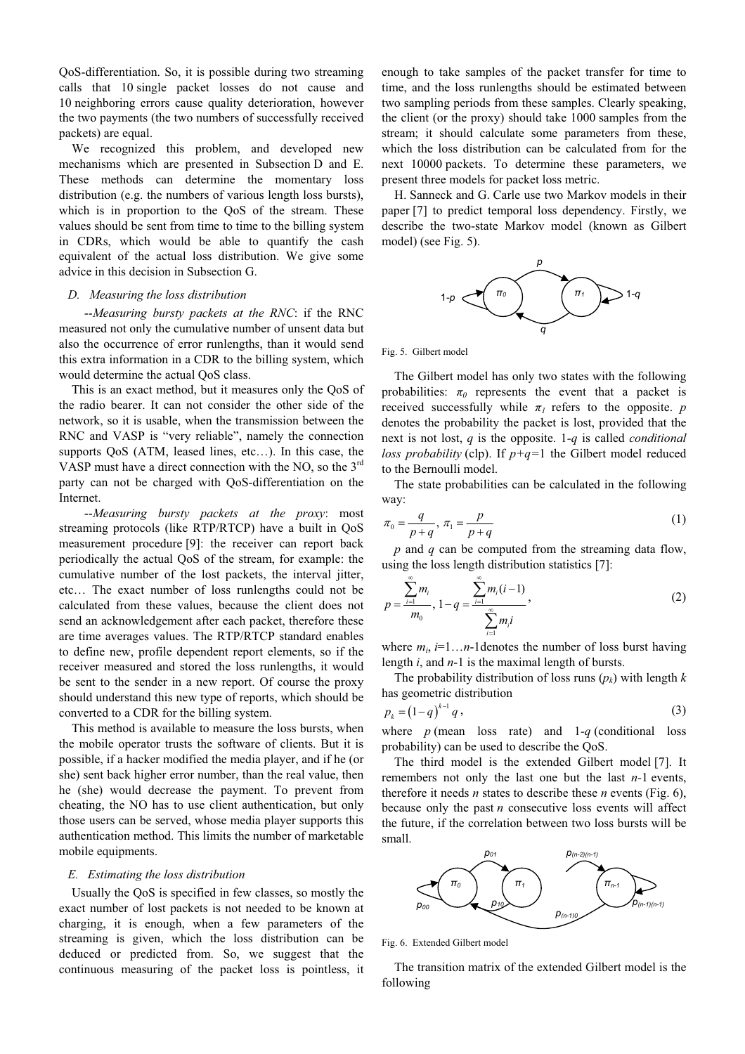QoS-differentiation. So, it is possible during two streaming calls that 10 single packet losses do not cause and 10 neighboring errors cause quality deterioration, however the two payments (the two numbers of successfully received packets) are equal.

We recognized this problem, and developed new mechanisms which are presented in Subsection D and E. These methods can determine the momentary loss distribution (e.g. the numbers of various length loss bursts), which is in proportion to the QoS of the stream. These values should be sent from time to time to the billing system in CDRs, which would be able to quantify the cash equivalent of the actual loss distribution. We give some advice in this decision in Subsection G.

### D. Measuring the loss distribution

--*Measuring bursty packets at the RNC*: if the RNC measured not only the cumulative number of unsent data but also the occurrence of error runlengths, than it would send this extra information in a CDR to the billing system, which would determine the actual QoS class.

This is an exact method, but it measures only the QoS of the radio bearer. It can not consider the other side of the network, so it is usable, when the transmission between the RNC and VASP is "very reliable", namely the connection supports QoS (ATM, leased lines, etc…). In this case, the VASP must have a direct connection with the NO, so the 3rd party can not be charged with QoS-differentiation on the Internet.

--*Measuring bursty packets at the proxy*: most streaming protocols (like RTP/RTCP) have a built in QoS measurement procedure [9]: the receiver can report back periodically the actual QoS of the stream, for example: the cumulative number of the lost packets, the interval jitter, etc… The exact number of loss runlengths could not be calculated from these values, because the client does not send an acknowledgement after each packet, therefore these are time averages values. The RTP/RTCP standard enables to define new, profile dependent report elements, so if the receiver measured and stored the loss runlengths, it would be sent to the sender in a new report. Of course the proxy should understand this new type of reports, which should be converted to a CDR for the billing system.

This method is available to measure the loss bursts, when the mobile operator trusts the software of clients. But it is possible, if a hacker modified the media player, and if he (or she) sent back higher error number, than the real value, then he (she) would decrease the payment. To prevent from cheating, the NO has to use client authentication, but only those users can be served, whose media player supports this authentication method. This limits the number of marketable mobile equipments.

### E. Estimating the loss distribution

Usually the QoS is specified in few classes, so mostly the exact number of lost packets is not needed to be known at charging, it is enough, when a few parameters of the streaming is given, which the loss distribution can be deduced or predicted from. So, we suggest that the continuous measuring of the packet loss is pointless, it enough to take samples of the packet transfer for time to time, and the loss runlengths should be estimated between two sampling periods from these samples. Clearly speaking, the client (or the proxy) should take 1000 samples from the stream; it should calculate some parameters from these, which the loss distribution can be calculated from for the next 10000 packets. To determine these parameters, we present three models for packet loss metric.

H. Sanneck and G. Carle use two Markov models in their paper [7] to predict temporal loss dependency. Firstly, we describe the two-state Markov model (known as Gilbert model) (see Fig. 5).

Fig. 5. Gilbert model

The Gilbert model has only two states with the following probabilities: $\pi_0$ represents the event that a packet is received successfully while $\pi_1$ refers to the opposite. $p$ denotes the probability the packet is lost, provided that the next is not lost, $q$ is the opposite. 1-$q$ is called *conditional loss probability* (clp). If $p+q=1$ the Gilbert model reduced to the Bernoulli model.

The state probabilities can be calculated in the following way:

$$\pi_0 = \frac{q}{p+q},\ \pi_1 = \frac{p}{p+q} \tag{1}$$

$p$ and $q$ can be computed from the streaming data flow, using the loss length distribution statistics [7]:

$$p = \frac{\sum_{i=1}^{\infty} m_i}{m_0},\ 1-q = \frac{\sum_{i=1}^{\infty} m_i (i-1)}{\sum_{i=1}^{\infty} m_i i}, \tag{2}$$

where $m_i$, $i$=1…$n$-1denotes the number of loss burst having length $i$, and $n$-1 is the maximal length of bursts.

The probability distribution of loss runs ($p_k$) with length $k$ has geometric distribution

$$p_k = (1-q)^{k-1} q, \tag{3}$$

where $p$ (mean loss rate) and 1-$q$ (conditional loss probability) can be used to describe the QoS.

The third model is the extended Gilbert model [7]. It remembers not only the last one but the last $n$-1 events, therefore it needs $n$ states to describe these $n$ events (Fig. 6), because only the past $n$ consecutive loss events will affect the future, if the correlation between two loss bursts will be small.

Fig. 6. Extended Gilbert model

The transition matrix of the extended Gilbert model is the following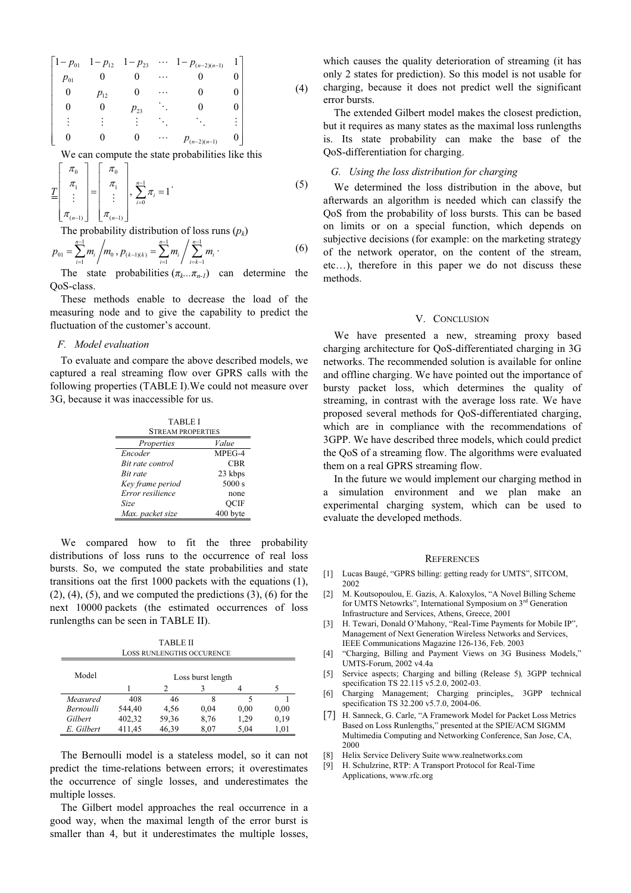$$
\begin{bmatrix}
1-p_{01} & 1-p_{12} & 1-p_{23} & \cdots & 1-p_{(n-2)(n-1)} & 1 \\
p_{01} & 0 & 0 & \cdots & 0 & 0 \\
0 & p_{12} & 0 & \cdots & 0 & 0 \\
0 & 0 & p_{23} & \ddots & 0 & 0 \\
\vdots & \vdots & \vdots & \ddots & \ddots & \vdots \\
0 & 0 & 0 & \cdots & p_{(n-2)(n-1)} & 0
\end{bmatrix} \tag{4}
$$

We can compute the state probabilities like this

$$
\underline{\underline{T}} \begin{bmatrix} \pi_0 \\ \pi_1 \\ \vdots \\ \pi_{(n-1)} \end{bmatrix} = \begin{bmatrix} \pi_0 \\ \pi_1 \\ \vdots \\ \pi_{(n-1)} \end{bmatrix}, \sum_{i=0}^{n-1} \pi_i = 1 \, . \tag{5}
$$

The probability distribution of loss runs ($p_k$)

$$
p_{01} = \sum_{i=1}^{n-1} m_i \Big/ m_0 \, , \, p_{(k-1)(k)} = \sum_{i=1}^{n-1} m_i \Big/ \sum_{i=k-1}^{n-1} m_i \, . \tag{6}
$$

The state probabilities ($\pi_k ... \pi_{n-1}$) can determine the QoS-class.

These methods enable to decrease the load of the measuring node and to give the capability to predict the fluctuation of the customer's account.

### *F. Model evaluation*

To evaluate and compare the above described models, we captured a real streaming flow over GPRS calls with the following properties (TABLE I).We could not measure over 3G, because it was inaccessible for us.

TABLE I
STREAM PROPERTIES

| *Properties* | *Value* |
|---|---|
| *Encoder* | MPEG-4 |
| *Bit rate control* | CBR |
| *Bit rate* | 23 kbps |
| *Key frame period* | 5000 s |
| *Error resilience* | none |
| *Size* | QCIF |
| *Max. packet size* | 400 byte |

We compared how to fit the three probability distributions of loss runs to the occurrence of real loss bursts. So, we computed the state probabilities and state transitions oat the first 1000 packets with the equations (1), (2), (4), (5), and we computed the predictions (3), (6) for the next 10000 packets (the estimated occurrences of loss runlengths can be seen in TABLE II).

TABLE II
LOSS RUNLENGTHS OCCURENCE

| Model | Loss burst length | | | | |
|---|---|---|---|---|---|
| | 1 | 2 | 3 | 4 | 5 |
| *Measured* | 408 | 46 | 8 | 5 | 1 |
| *Bernoulli* | 544,40 | 4,56 | 0,04 | 0,00 | 0,00 |
| *Gilbert* | 402,32 | 59,36 | 8,76 | 1,29 | 0,19 |
| *E. Gilbert* | 411,45 | 46,39 | 8,07 | 5,04 | 1,01 |

The Bernoulli model is a stateless model, so it can not predict the time-relations between errors; it overestimates the occurrence of single losses, and underestimates the multiple losses.

The Gilbert model approaches the real occurrence in a good way, when the maximal length of the error burst is smaller than 4, but it underestimates the multiple losses, which causes the quality deterioration of streaming (it has only 2 states for prediction). So this model is not usable for charging, because it does not predict well the significant error bursts.

The extended Gilbert model makes the closest prediction, but it requires as many states as the maximal loss runlengths is. Its state probability can make the base of the QoS-differentiation for charging.

### *G. Using the loss distribution for charging*

We determined the loss distribution in the above, but afterwards an algorithm is needed which can classify the QoS from the probability of loss bursts. This can be based on limits or on a special function, which depends on subjective decisions (for example: on the marketing strategy of the network operator, on the content of the stream, etc…), therefore in this paper we do not discuss these methods.

## V. CONCLUSION

We have presented a new, streaming proxy based charging architecture for QoS-differentiated charging in 3G networks. The recommended solution is available for online and offline charging. We have pointed out the importance of bursty packet loss, which determines the quality of streaming, in contrast with the average loss rate. We have proposed several methods for QoS-differentiated charging, which are in compliance with the recommendations of 3GPP. We have described three models, which could predict the QoS of a streaming flow. The algorithms were evaluated them on a real GPRS streaming flow.

In the future we would implement our charging method in a simulation environment and we plan make an experimental charging system, which can be used to evaluate the developed methods.

## REFERENCES

[1] Lucas Baugé, "GPRS billing: getting ready for UMTS", SITCOM, 2002

[2] M. Koutsopoulou, E. Gazis, A. Kaloxylos, "A Novel Billing Scheme for UMTS Netowrks", International Symposium on 3rd Generation Infrastructure and Services, Athens, Greece, 2001

[3] H. Tewari, Donald O'Mahony, "Real-Time Payments for Mobile IP", Management of Next Generation Wireless Networks and Services, IEEE Communications Magazine 126-136, Feb. 2003

[4] "Charging, Billing and Payment Views on 3G Business Models," UMTS-Forum, 2002 v4.4a

[5] Service aspects; Charging and billing (Release 5), 3GPP technical specification TS 22.115 v5.2.0, 2002-03.

[6] Charging Management; Charging principles,, 3GPP technical specification TS 32.200 v5.7.0, 2004-06.

[7] H. Sanneck, G. Carle, "A Framework Model for Packet Loss Metrics Based on Loss Runlengths," presented at the SPIE/ACM SIGMM Multimedia Computing and Networking Conference, San Jose, CA, 2000

[8] Helix Service Delivery Suite www.realnetworks.com

[9] H. Schulzrine, RTP: A Transport Protocol for Real-Time Applications, www.rfc.org